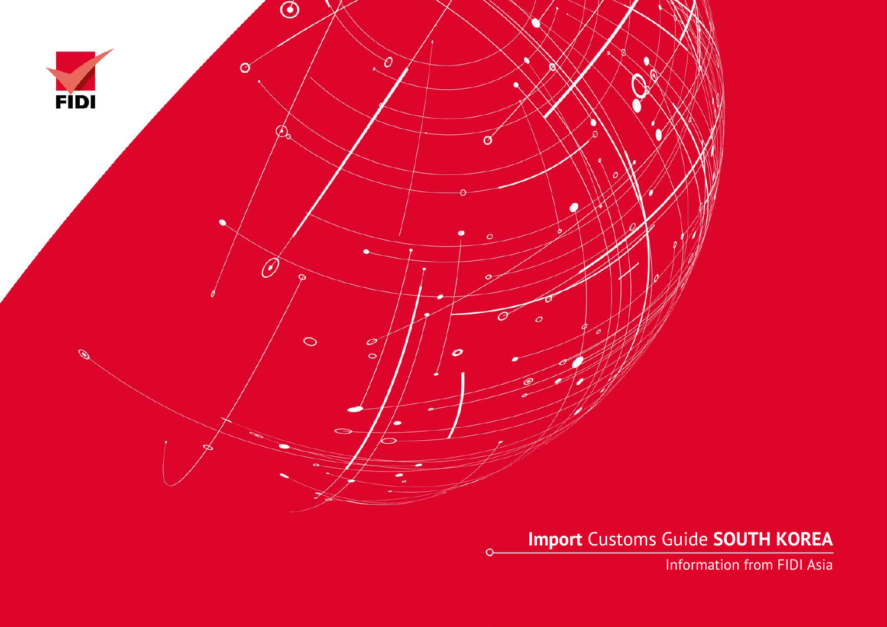FIDI

# **Import** Customs Guide **SOUTH KOREA**

Information from FIDI Asia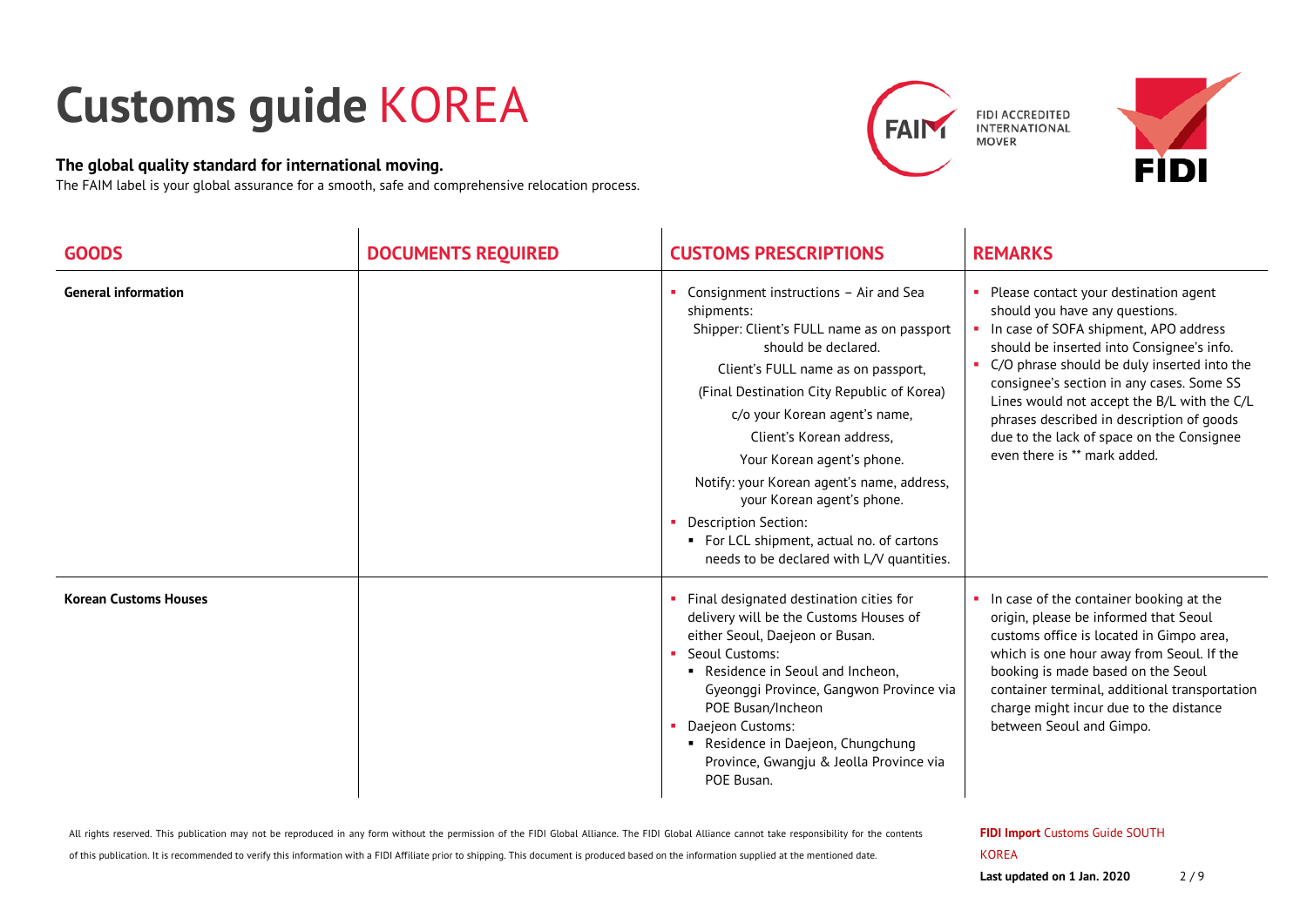# Customs guide KOREA

**The global quality standard for international moving.**

The FAIM label is your global assurance for a smooth, safe and comprehensive relocation process.

| GOODS | DOCUMENTS REQUIRED | CUSTOMS PRESCRIPTIONS | REMARKS |
|---|---|---|---|
| **General information** | | • Consignment instructions – Air and Sea shipments:<br>Shipper: Client's FULL name as on passport should be declared.<br>Client's FULL name as on passport,<br>(Final Destination City Republic of Korea)<br>c/o your Korean agent's name,<br>Client's Korean address,<br>Your Korean agent's phone.<br>Notify: your Korean agent's name, address, your Korean agent's phone.<br>• Description Section:<br>  ▪ For LCL shipment, actual no. of cartons needs to be declared with L/V quantities. | • Please contact your destination agent should you have any questions.<br>• In case of SOFA shipment, APO address should be inserted into Consignee's info.<br>• C/O phrase should be duly inserted into the consignee's section in any cases. Some SS Lines would not accept the B/L with the C/L phrases described in description of goods due to the lack of space on the Consignee even there is ** mark added. |
| **Korean Customs Houses** | | • Final designated destination cities for delivery will be the Customs Houses of either Seoul, Daejeon or Busan.<br>• Seoul Customs:<br>  ▪ Residence in Seoul and Incheon, Gyeonggi Province, Gangwon Province via POE Busan/Incheon<br>• Daejeon Customs:<br>  ▪ Residence in Daejeon, Chungchung Province, Gwangju & Jeolla Province via POE Busan. | • In case of the container booking at the origin, please be informed that Seoul customs office is located in Gimpo area, which is one hour away from Seoul. If the booking is made based on the Seoul container terminal, additional transportation charge might incur due to the distance between Seoul and Gimpo. |

All rights reserved. This publication may not be reproduced in any form without the permission of the FIDI Global Alliance. The FIDI Global Alliance cannot take responsibility for the contents of this publication. It is recommended to verify this information with a FIDI Affiliate prior to shipping. This document is produced based on the information supplied at the mentioned date.

**FIDI Import** Customs Guide SOUTH KOREA

**Last updated on 1 Jan. 2020**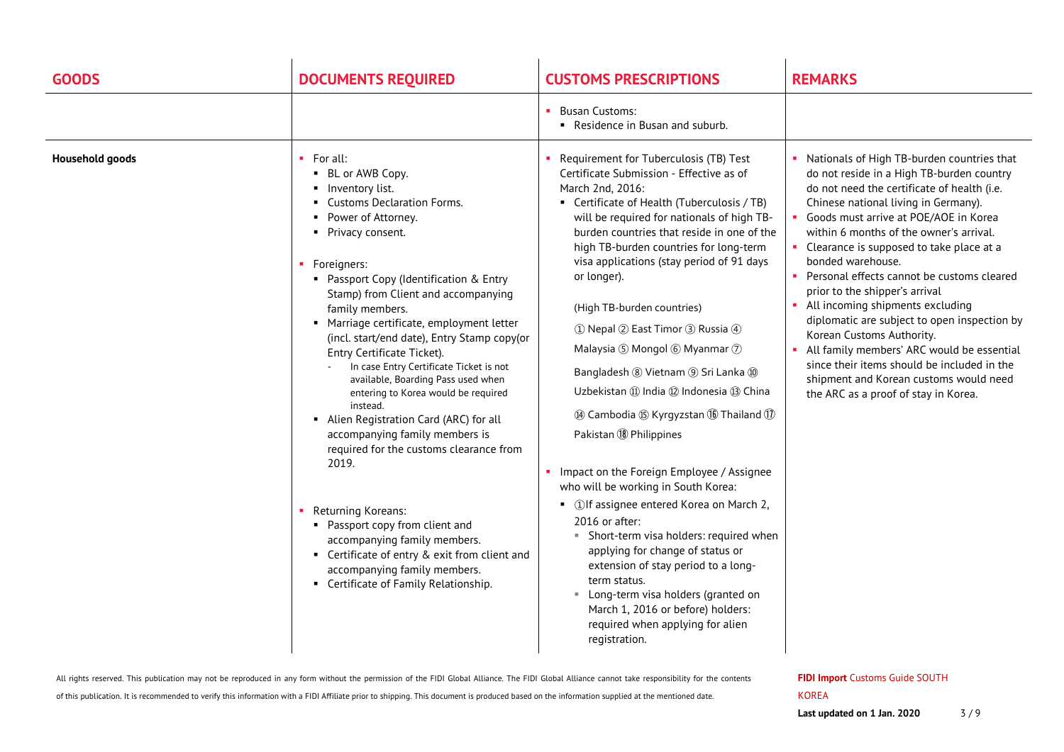| GOODS | DOCUMENTS REQUIRED | CUSTOMS PRESCRIPTIONS | REMARKS |
|---|---|---|---|
| | | ▪ Busan Customs:<br>▪ Residence in Busan and suburb. | |
| **Household goods** | ▪ For all:<br>▪ BL or AWB Copy.<br>▪ Inventory list.<br>▪ Customs Declaration Forms.<br>▪ Power of Attorney.<br>▪ Privacy consent.<br><br>▪ Foreigners:<br>▪ Passport Copy (Identification & Entry Stamp) from Client and accompanying family members.<br>▪ Marriage certificate, employment letter (incl. start/end date), Entry Stamp copy(or Entry Certificate Ticket).<br>- In case Entry Certificate Ticket is not available, Boarding Pass used when entering to Korea would be required instead.<br>▪ Alien Registration Card (ARC) for all accompanying family members is required for the customs clearance from 2019.<br><br>▪ Returning Koreans:<br>▪ Passport copy from client and accompanying family members.<br>▪ Certificate of entry & exit from client and accompanying family members.<br>▪ Certificate of Family Relationship. | ▪ Requirement for Tuberculosis (TB) Test Certificate Submission - Effective as of March 2nd, 2016:<br>▪ Certificate of Health (Tuberculosis / TB) will be required for nationals of high TB-burden countries that reside in one of the high TB-burden countries for long-term visa applications (stay period of 91 days or longer).<br><br>(High TB-burden countries)<br>① Nepal ② East Timor ③ Russia ④ Malaysia ⑤ Mongol ⑥ Myanmar ⑦ Bangladesh ⑧ Vietnam ⑨ Sri Lanka ⑩ Uzbekistan ⑪ India ⑫ Indonesia ⑬ China ⑭ Cambodia ⑮ Kyrgyzstan ⑯ Thailand ⑰ Pakistan ⑱ Philippines<br><br>▪ Impact on the Foreign Employee / Assignee who will be working in South Korea:<br>▪ ①If assignee entered Korea on March 2, 2016 or after:<br>▪ Short-term visa holders: required when applying for change of status or extension of stay period to a long-term status.<br>▪ Long-term visa holders (granted on March 1, 2016 or before) holders: required when applying for alien registration. | ▪ Nationals of High TB-burden countries that do not reside in a High TB-burden country do not need the certificate of health (i.e. Chinese national living in Germany).<br>▪ Goods must arrive at POE/AOE in Korea within 6 months of the owner's arrival.<br>▪ Clearance is supposed to take place at a bonded warehouse.<br>▪ Personal effects cannot be customs cleared prior to the shipper's arrival<br>▪ All incoming shipments excluding diplomatic are subject to open inspection by Korean Customs Authority.<br>▪ All family members' ARC would be essential since their items should be included in the shipment and Korean customs would need the ARC as a proof of stay in Korea. |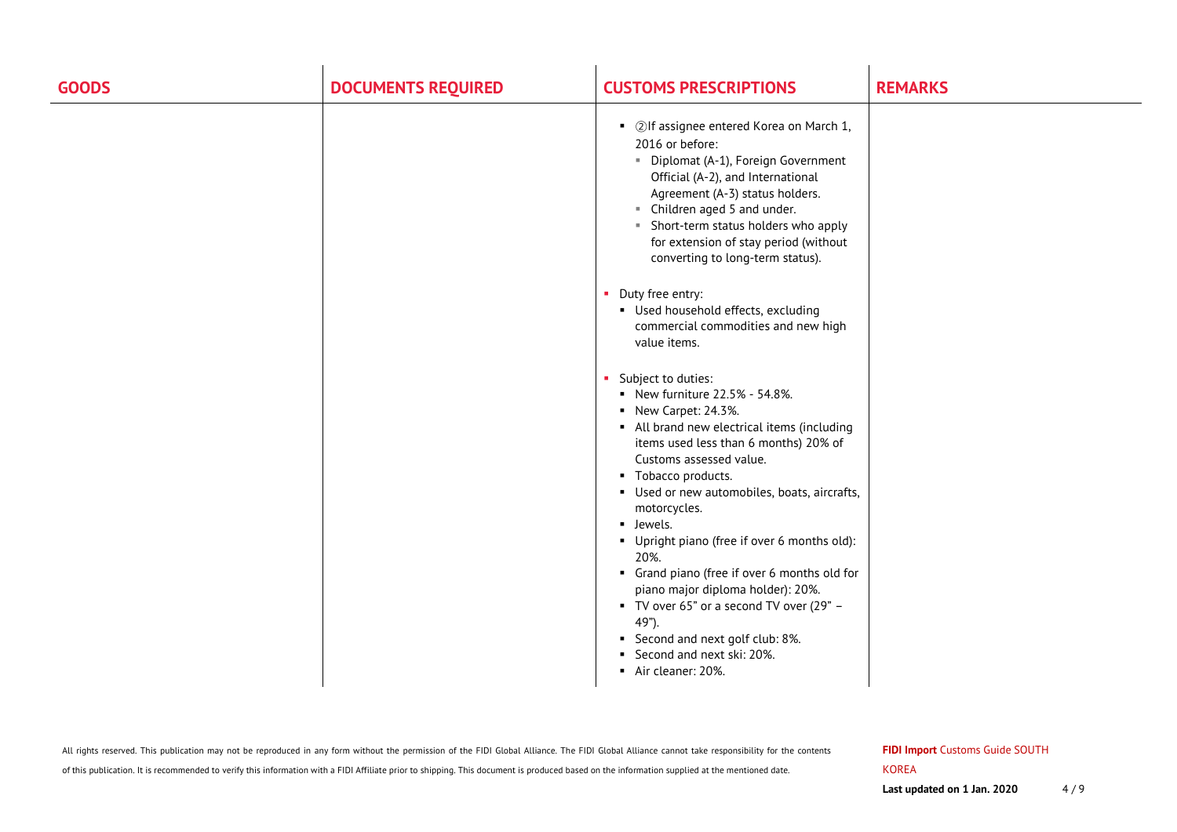| GOODS | DOCUMENTS REQUIRED | CUSTOMS PRESCRIPTIONS | REMARKS |
| --- | --- | --- | --- |
| | | ▪ ②If assignee entered Korea on March 1, 2016 or before:<br>▪ Diplomat (A-1), Foreign Government Official (A-2), and International Agreement (A-3) status holders.<br>▪ Children aged 5 and under.<br>▪ Short-term status holders who apply for extension of stay period (without converting to long-term status).<br><br>▪ Duty free entry:<br>▪ Used household effects, excluding commercial commodities and new high value items.<br><br>▪ Subject to duties:<br>▪ New furniture 22.5% - 54.8%.<br>▪ New Carpet: 24.3%.<br>▪ All brand new electrical items (including items used less than 6 months) 20% of Customs assessed value.<br>▪ Tobacco products.<br>▪ Used or new automobiles, boats, aircrafts, motorcycles.<br>▪ Jewels.<br>▪ Upright piano (free if over 6 months old): 20%.<br>▪ Grand piano (free if over 6 months old for piano major diploma holder): 20%.<br>▪ TV over 65" or a second TV over (29" – 49").<br>▪ Second and next golf club: 8%.<br>▪ Second and next ski: 20%.<br>▪ Air cleaner: 20%. | |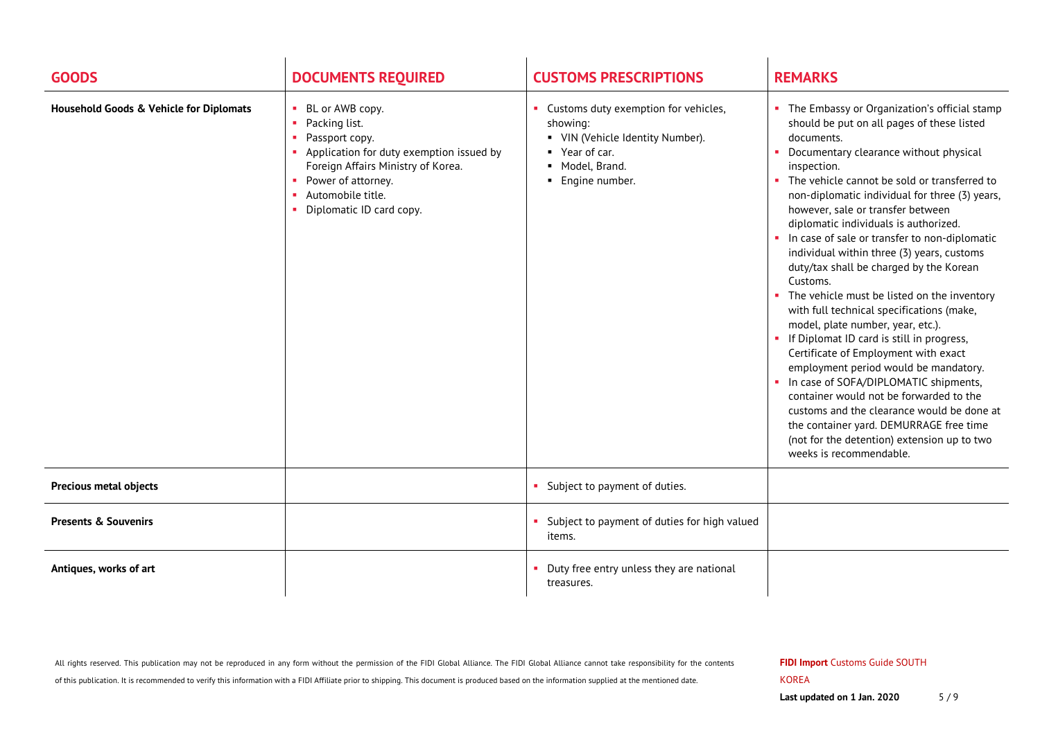| GOODS | DOCUMENTS REQUIRED | CUSTOMS PRESCRIPTIONS | REMARKS |
|---|---|---|---|
| **Household Goods & Vehicle for Diplomats** | • BL or AWB copy.<br>• Packing list.<br>• Passport copy.<br>• Application for duty exemption issued by Foreign Affairs Ministry of Korea.<br>• Power of attorney.<br>• Automobile title.<br>• Diplomatic ID card copy. | • Customs duty exemption for vehicles, showing:<br>▪ VIN (Vehicle Identity Number).<br>▪ Year of car.<br>▪ Model, Brand.<br>▪ Engine number. | • The Embassy or Organization's official stamp should be put on all pages of these listed documents.<br>• Documentary clearance without physical inspection.<br>• The vehicle cannot be sold or transferred to non-diplomatic individual for three (3) years, however, sale or transfer between diplomatic individuals is authorized.<br>• In case of sale or transfer to non-diplomatic individual within three (3) years, customs duty/tax shall be charged by the Korean Customs.<br>• The vehicle must be listed on the inventory with full technical specifications (make, model, plate number, year, etc.).<br>• If Diplomat ID card is still in progress, Certificate of Employment with exact employment period would be mandatory.<br>• In case of SOFA/DIPLOMATIC shipments, container would not be forwarded to the customs and the clearance would be done at the container yard. DEMURRAGE free time (not for the detention) extension up to two weeks is recommendable. |
| **Precious metal objects** | | • Subject to payment of duties. | |
| **Presents & Souvenirs** | | • Subject to payment of duties for high valued items. | |
| **Antiques, works of art** | | • Duty free entry unless they are national treasures. | |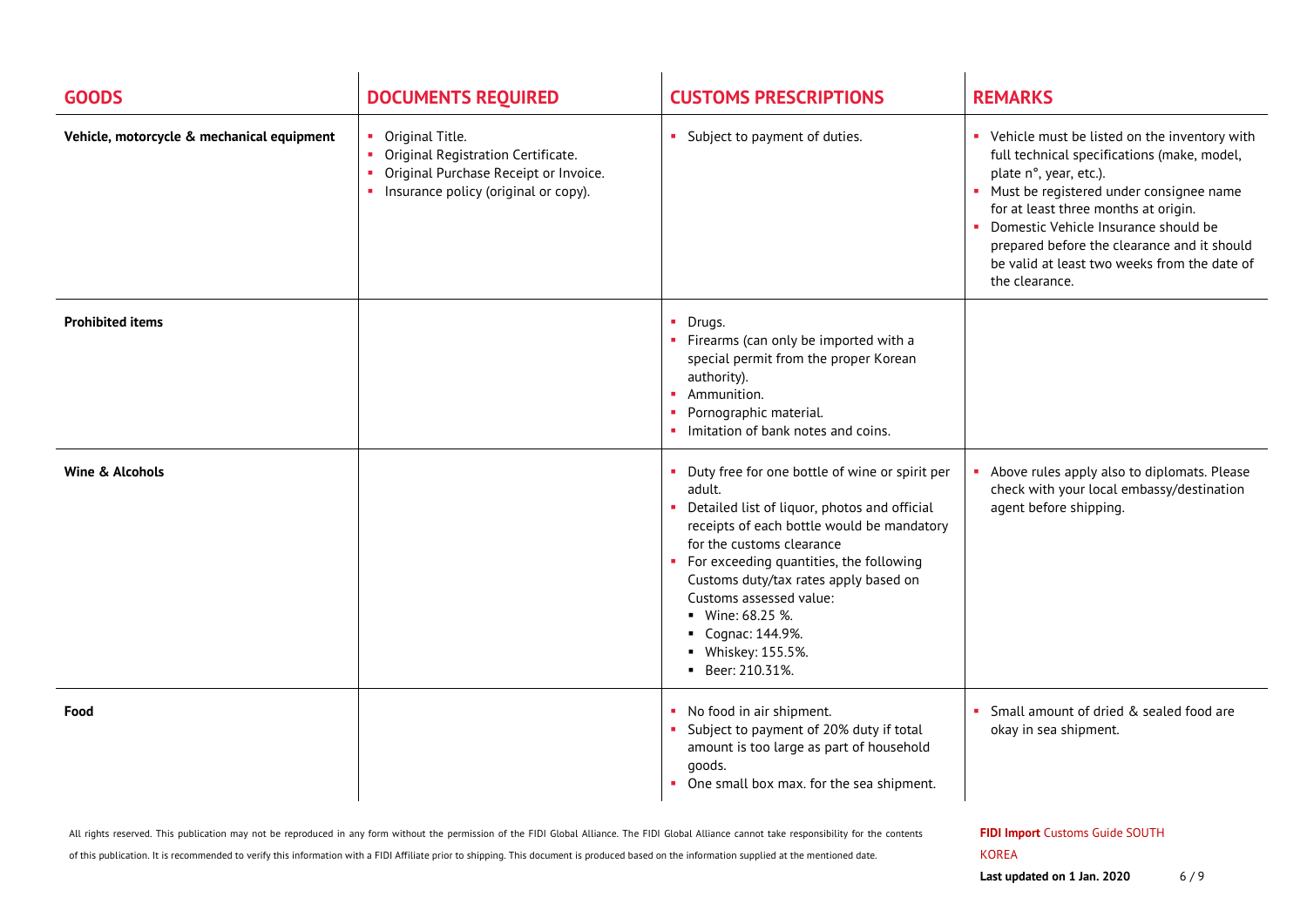| GOODS | DOCUMENTS REQUIRED | CUSTOMS PRESCRIPTIONS | REMARKS |
|---|---|---|---|
| **Vehicle, motorcycle & mechanical equipment** | • Original Title.<br>• Original Registration Certificate.<br>• Original Purchase Receipt or Invoice.<br>• Insurance policy (original or copy). | • Subject to payment of duties. | • Vehicle must be listed on the inventory with full technical specifications (make, model, plate n°, year, etc.).<br>• Must be registered under consignee name for at least three months at origin.<br>• Domestic Vehicle Insurance should be prepared before the clearance and it should be valid at least two weeks from the date of the clearance. |
| **Prohibited items** | | • Drugs.<br>• Firearms (can only be imported with a special permit from the proper Korean authority).<br>• Ammunition.<br>• Pornographic material.<br>• Imitation of bank notes and coins. | |
| **Wine & Alcohols** | | • Duty free for one bottle of wine or spirit per adult.<br>• Detailed list of liquor, photos and official receipts of each bottle would be mandatory for the customs clearance<br>• For exceeding quantities, the following Customs duty/tax rates apply based on Customs assessed value:<br>  ▪ Wine: 68.25 %.<br>  ▪ Cognac: 144.9%.<br>  ▪ Whiskey: 155.5%.<br>  ▪ Beer: 210.31%. | • Above rules apply also to diplomats. Please check with your local embassy/destination agent before shipping. |
| **Food** | | • No food in air shipment.<br>• Subject to payment of 20% duty if total amount is too large as part of household goods.<br>• One small box max. for the sea shipment. | • Small amount of dried & sealed food are okay in sea shipment. |

All rights reserved. This publication may not be reproduced in any form without the permission of the FIDI Global Alliance. The FIDI Global Alliance cannot take responsibility for the contents of this publication. It is recommended to verify this information with a FIDI Affiliate prior to shipping. This document is produced based on the information supplied at the mentioned date.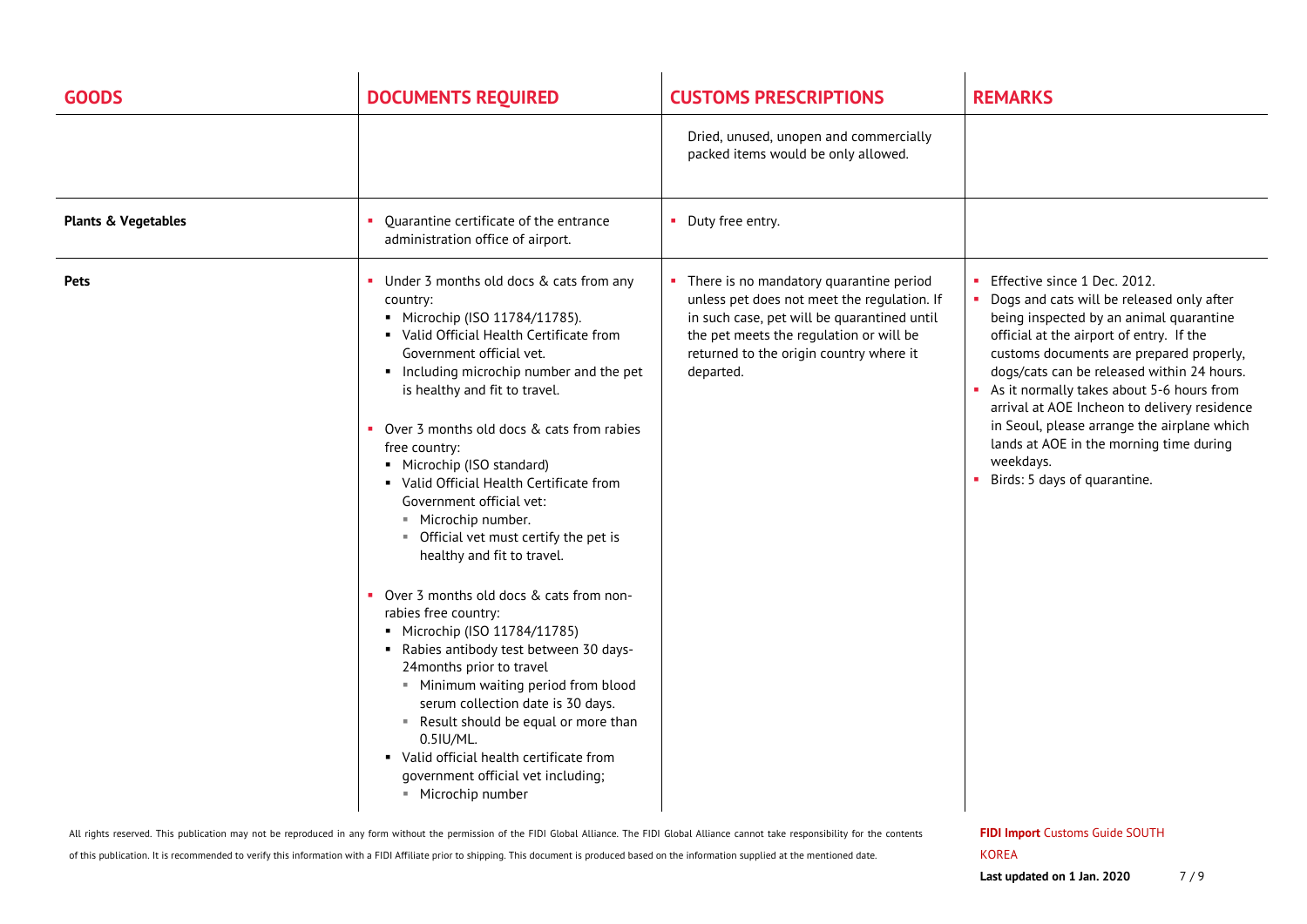| GOODS | DOCUMENTS REQUIRED | CUSTOMS PRESCRIPTIONS | REMARKS |
| --- | --- | --- | --- |
| | | Dried, unused, unopen and commercially packed items would be only allowed. | |
| **Plants & Vegetables** | ▪ Quarantine certificate of the entrance administration office of airport. | ▪ Duty free entry. | |
| **Pets** | ▪ Under 3 months old docs & cats from any country:<br>  ▪ Microchip (ISO 11784/11785).<br>  ▪ Valid Official Health Certificate from Government official vet.<br>  ▪ Including microchip number and the pet is healthy and fit to travel.<br><br>▪ Over 3 months old docs & cats from rabies free country:<br>  ▪ Microchip (ISO standard)<br>  ▪ Valid Official Health Certificate from Government official vet:<br>    ▪ Microchip number.<br>    ▪ Official vet must certify the pet is healthy and fit to travel.<br><br>▪ Over 3 months old docs & cats from non-rabies free country:<br>  ▪ Microchip (ISO 11784/11785)<br>  ▪ Rabies antibody test between 30 days-24months prior to travel<br>    ▪ Minimum waiting period from blood serum collection date is 30 days.<br>    ▪ Result should be equal or more than 0.5IU/ML.<br>  ▪ Valid official health certificate from government official vet including;<br>    ▪ Microchip number | ▪ There is no mandatory quarantine period unless pet does not meet the regulation. If in such case, pet will be quarantined until the pet meets the regulation or will be returned to the origin country where it departed. | ▪ Effective since 1 Dec. 2012.<br>▪ Dogs and cats will be released only after being inspected by an animal quarantine official at the airport of entry. If the customs documents are prepared properly, dogs/cats can be released within 24 hours.<br>▪ As it normally takes about 5-6 hours from arrival at AOE Incheon to delivery residence in Seoul, please arrange the airplane which lands at AOE in the morning time during weekdays.<br>▪ Birds: 5 days of quarantine. |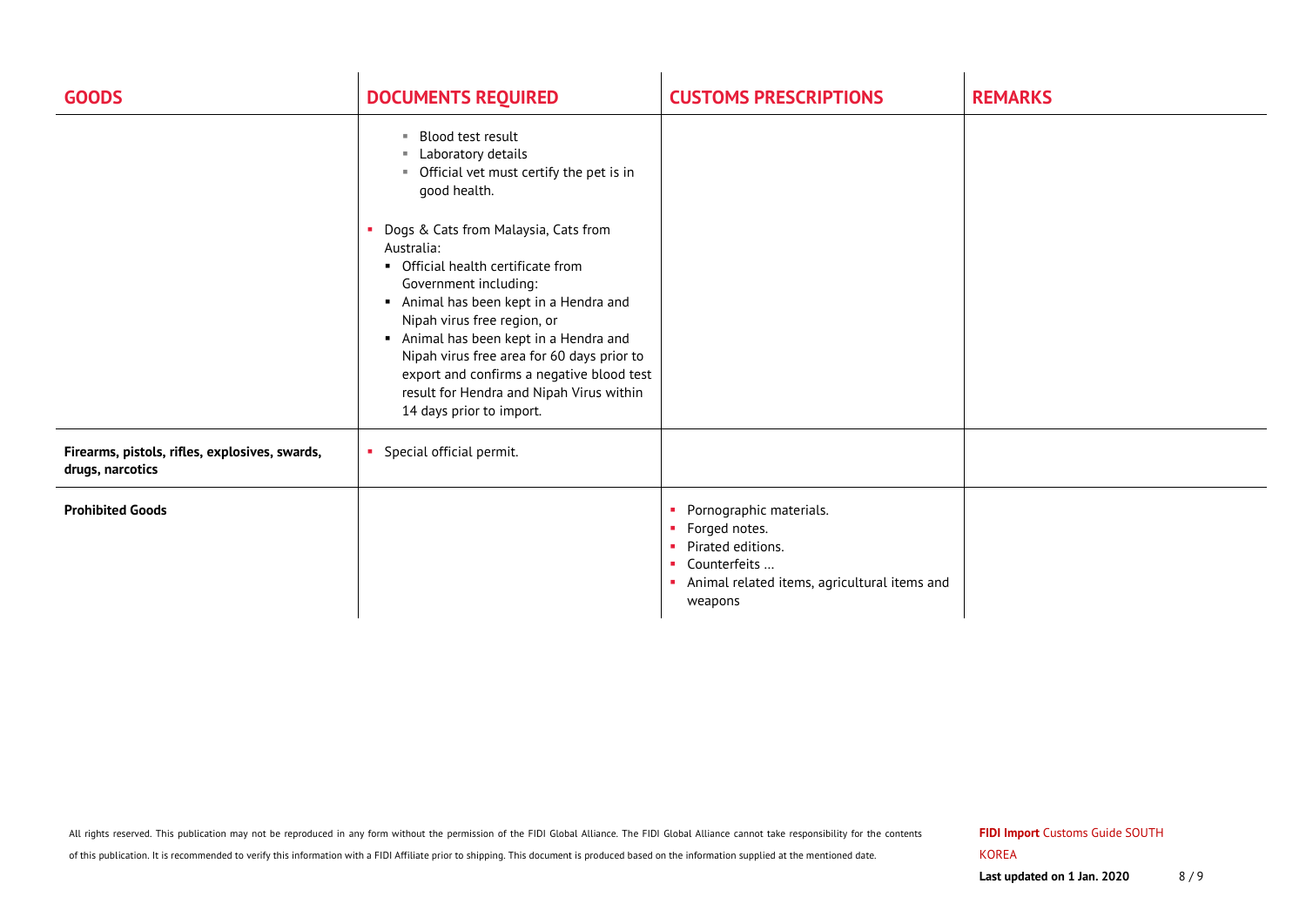| GOODS | DOCUMENTS REQUIRED | CUSTOMS PRESCRIPTIONS | REMARKS |
|---|---|---|---|
| | ▪ Blood test result<br>▪ Laboratory details<br>▪ Official vet must certify the pet is in good health.<br><br>▪ Dogs & Cats from Malaysia, Cats from Australia:<br>▪ Official health certificate from Government including:<br>▪ Animal has been kept in a Hendra and Nipah virus free region, or<br>▪ Animal has been kept in a Hendra and Nipah virus free area for 60 days prior to export and confirms a negative blood test result for Hendra and Nipah Virus within 14 days prior to import. | | |
| **Firearms, pistols, rifles, explosives, swards, drugs, narcotics** | ▪ Special official permit. | | |
| **Prohibited Goods** | | ▪ Pornographic materials.<br>▪ Forged notes.<br>▪ Pirated editions.<br>▪ Counterfeits …<br>▪ Animal related items, agricultural items and weapons | |

All rights reserved. This publication may not be reproduced in any form without the permission of the FIDI Global Alliance. The FIDI Global Alliance cannot take responsibility for the contents of this publication. It is recommended to verify this information with a FIDI Affiliate prior to shipping. This document is produced based on the information supplied at the mentioned date.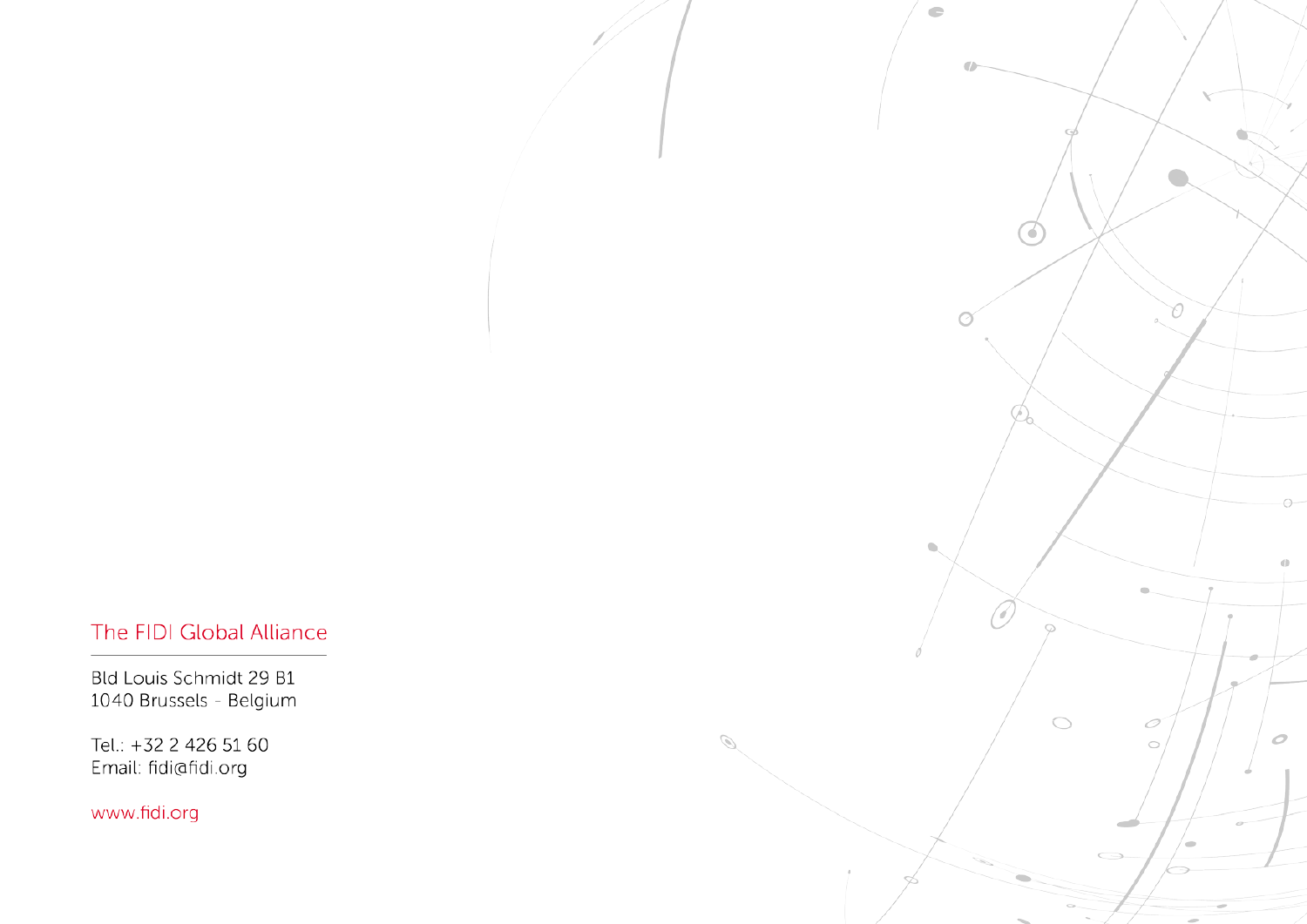The FIDI Global Alliance

Bld Louis Schmidt 29 B1
1040 Brussels - Belgium

Tel.: +32 2 426 51 60
Email: fidi@fidi.org

www.fidi.org